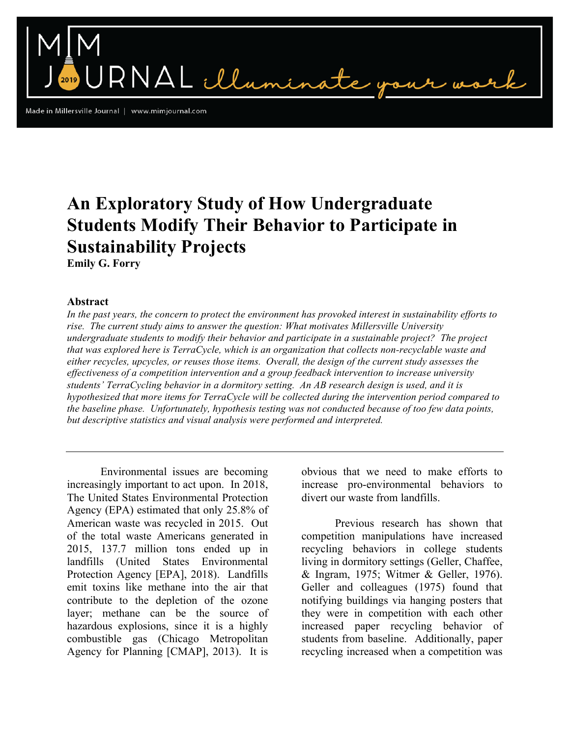# An Exploratory Study of How Undergraduate Students Modify Their Behavior to Participate in Sustainability Projects

**Emily G. Forry**

### Abstract

*In the past years, the concern to protect the environment has provoked interest in sustainability efforts to rise. The current study aims to answer the question: What motivates Millersville University undergraduate students to modify their behavior and participate in a sustainable project? The project that was explored here is TerraCycle, which is an organization that collects non-recyclable waste and either recycles, upcycles, or reuses those items. Overall, the design of the current study assesses the effectiveness of a competition intervention and a group feedback intervention to increase university students' TerraCycling behavior in a dormitory setting. An AB research design is used, and it is hypothesized that more items for TerraCycle will be collected during the intervention period compared to the baseline phase. Unfortunately, hypothesis testing was not conducted because of too few data points, but descriptive statistics and visual analysis were performed and interpreted.*

---

Environmental issues are becoming increasingly important to act upon. In 2018, The United States Environmental Protection Agency (EPA) estimated that only 25.8% of American waste was recycled in 2015. Out of the total waste Americans generated in 2015, 137.7 million tons ended up in landfills (United States Environmental Protection Agency [EPA], 2018). Landfills emit toxins like methane into the air that contribute to the depletion of the ozone layer; methane can be the source of hazardous explosions, since it is a highly combustible gas (Chicago Metropolitan Agency for Planning [CMAP], 2013). It is obvious that we need to make efforts to increase pro-environmental behaviors to divert our waste from landfills.

Previous research has shown that competition manipulations have increased recycling behaviors in college students living in dormitory settings (Geller, Chaffee, & Ingram, 1975; Witmer & Geller, 1976). Geller and colleagues (1975) found that notifying buildings via hanging posters that they were in competition with each other increased paper recycling behavior of students from baseline. Additionally, paper recycling increased when a competition was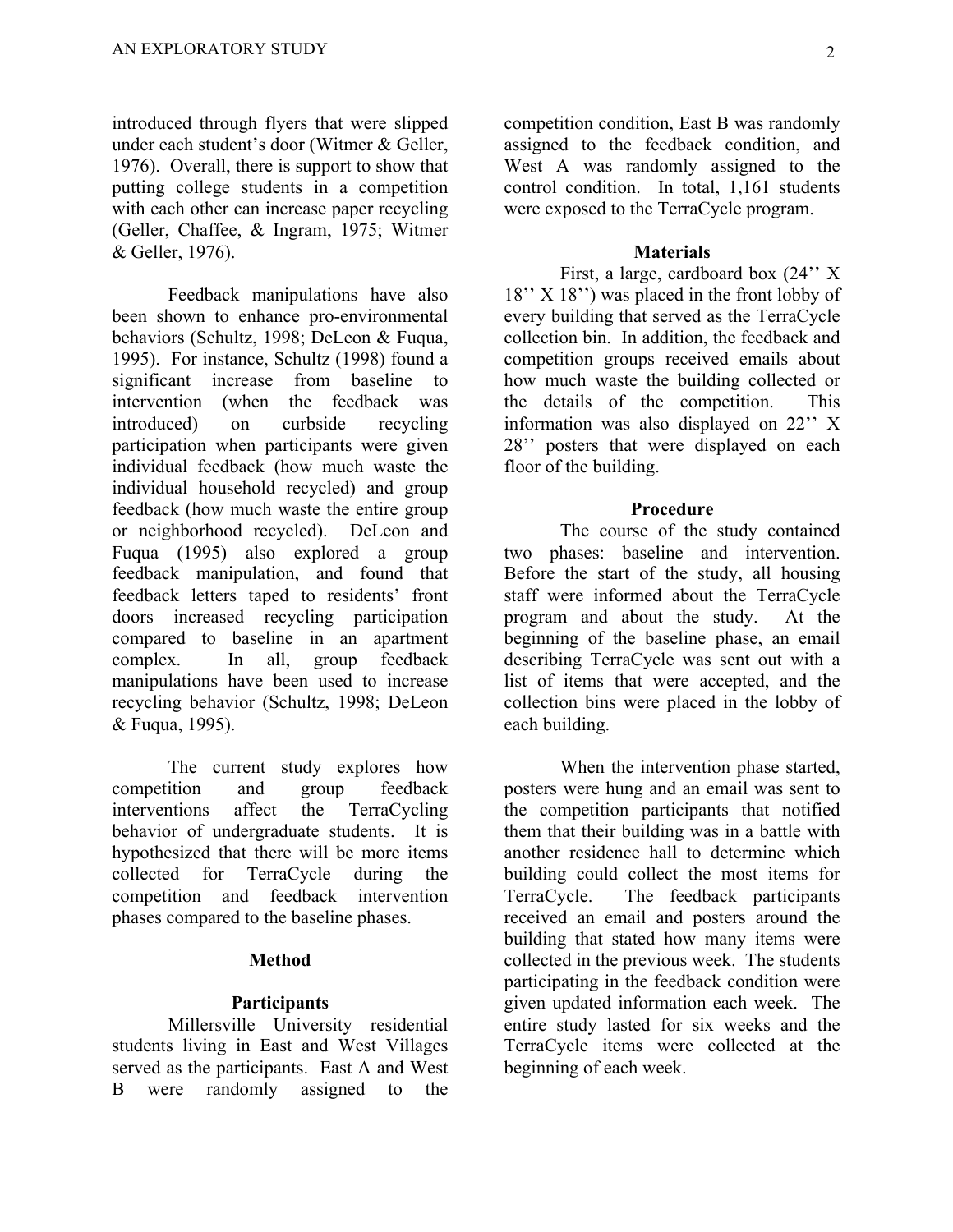introduced through flyers that were slipped under each student's door (Witmer & Geller, 1976). Overall, there is support to show that putting college students in a competition with each other can increase paper recycling (Geller, Chaffee, & Ingram, 1975; Witmer & Geller, 1976).

Feedback manipulations have also been shown to enhance pro-environmental behaviors (Schultz, 1998; DeLeon & Fuqua, 1995). For instance, Schultz (1998) found a significant increase from baseline to intervention (when the feedback was introduced) on curbside recycling participation when participants were given individual feedback (how much waste the individual household recycled) and group feedback (how much waste the entire group or neighborhood recycled). DeLeon and Fuqua (1995) also explored a group feedback manipulation, and found that feedback letters taped to residents' front doors increased recycling participation compared to baseline in an apartment complex. In all, group feedback manipulations have been used to increase recycling behavior (Schultz, 1998; DeLeon & Fuqua, 1995).

The current study explores how competition and group feedback interventions affect the TerraCycling behavior of undergraduate students. It is hypothesized that there will be more items collected for TerraCycle during the competition and feedback intervention phases compared to the baseline phases.

## Method

### Participants

Millersville University residential students living in East and West Villages served as the participants. East A and West B were randomly assigned to the competition condition, East B was randomly assigned to the feedback condition, and West A was randomly assigned to the control condition. In total, 1,161 students were exposed to the TerraCycle program.

### Materials

First, a large, cardboard box (24'' X 18'' X 18'') was placed in the front lobby of every building that served as the TerraCycle collection bin. In addition, the feedback and competition groups received emails about how much waste the building collected or the details of the competition. This information was also displayed on 22'' X 28'' posters that were displayed on each floor of the building.

### Procedure

The course of the study contained two phases: baseline and intervention. Before the start of the study, all housing staff were informed about the TerraCycle program and about the study. At the beginning of the baseline phase, an email describing TerraCycle was sent out with a list of items that were accepted, and the collection bins were placed in the lobby of each building.

When the intervention phase started, posters were hung and an email was sent to the competition participants that notified them that their building was in a battle with another residence hall to determine which building could collect the most items for TerraCycle. The feedback participants received an email and posters around the building that stated how many items were collected in the previous week. The students participating in the feedback condition were given updated information each week. The entire study lasted for six weeks and the TerraCycle items were collected at the beginning of each week.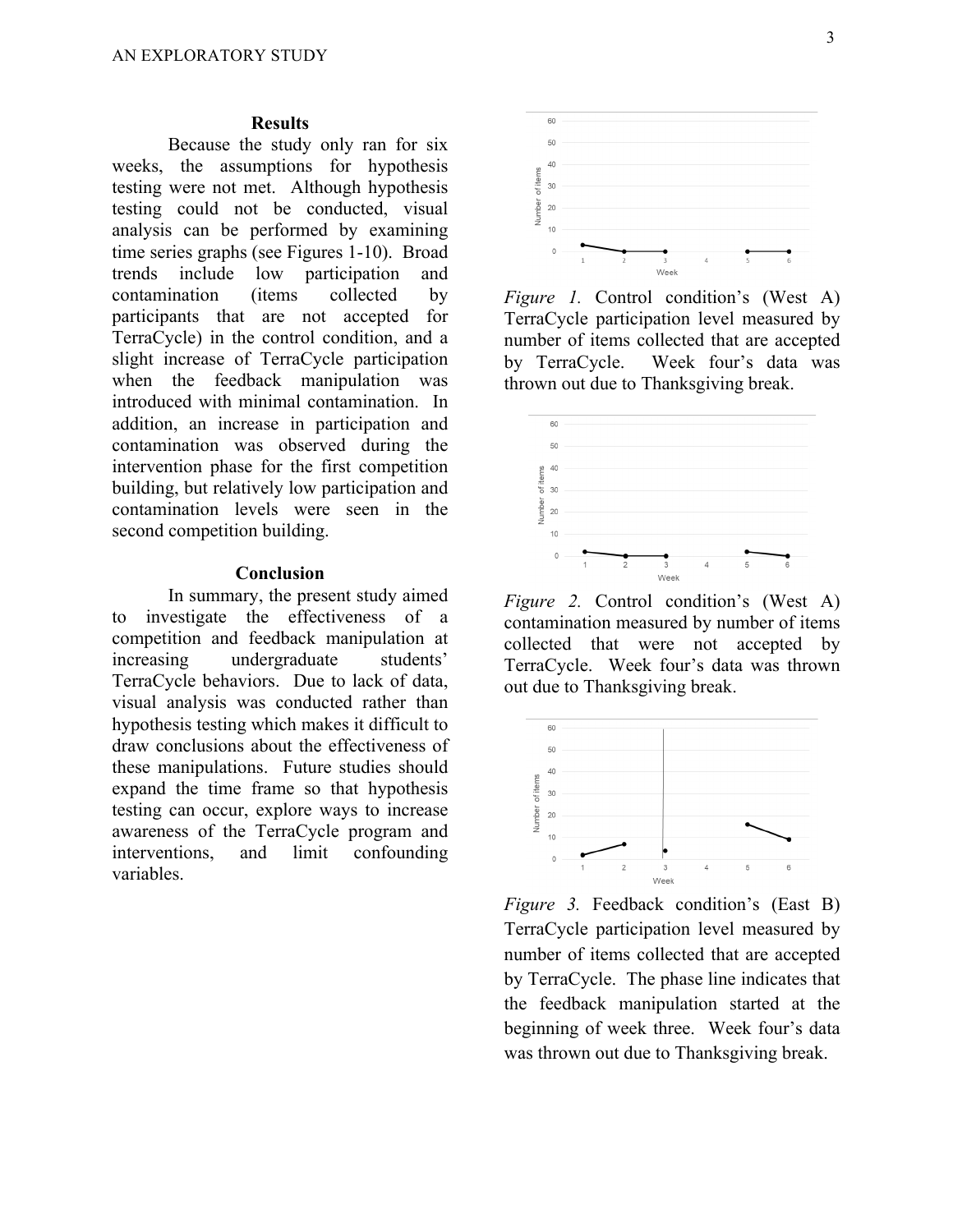## Results

Because the study only ran for six weeks, the assumptions for hypothesis testing were not met. Although hypothesis testing could not be conducted, visual analysis can be performed by examining time series graphs (see Figures 1-10). Broad trends include low participation and contamination (items collected by participants that are not accepted for TerraCycle) in the control condition, and a slight increase of TerraCycle participation when the feedback manipulation was introduced with minimal contamination. In addition, an increase in participation and contamination was observed during the intervention phase for the first competition building, but relatively low participation and contamination levels were seen in the second competition building.

## Conclusion

In summary, the present study aimed to investigate the effectiveness of a competition and feedback manipulation at increasing undergraduate students' TerraCycle behaviors. Due to lack of data, visual analysis was conducted rather than hypothesis testing which makes it difficult to draw conclusions about the effectiveness of these manipulations. Future studies should expand the time frame so that hypothesis testing can occur, explore ways to increase awareness of the TerraCycle program and interventions, and limit confounding variables.

*Figure 1.* Control condition's (West A) TerraCycle participation level measured by number of items collected that are accepted by TerraCycle. Week four's data was thrown out due to Thanksgiving break.

*Figure 2.* Control condition's (West A) contamination measured by number of items collected that were not accepted by TerraCycle. Week four's data was thrown out due to Thanksgiving break.

*Figure 3.* Feedback condition's (East B) TerraCycle participation level measured by number of items collected that are accepted by TerraCycle. The phase line indicates that the feedback manipulation started at the beginning of week three. Week four's data was thrown out due to Thanksgiving break.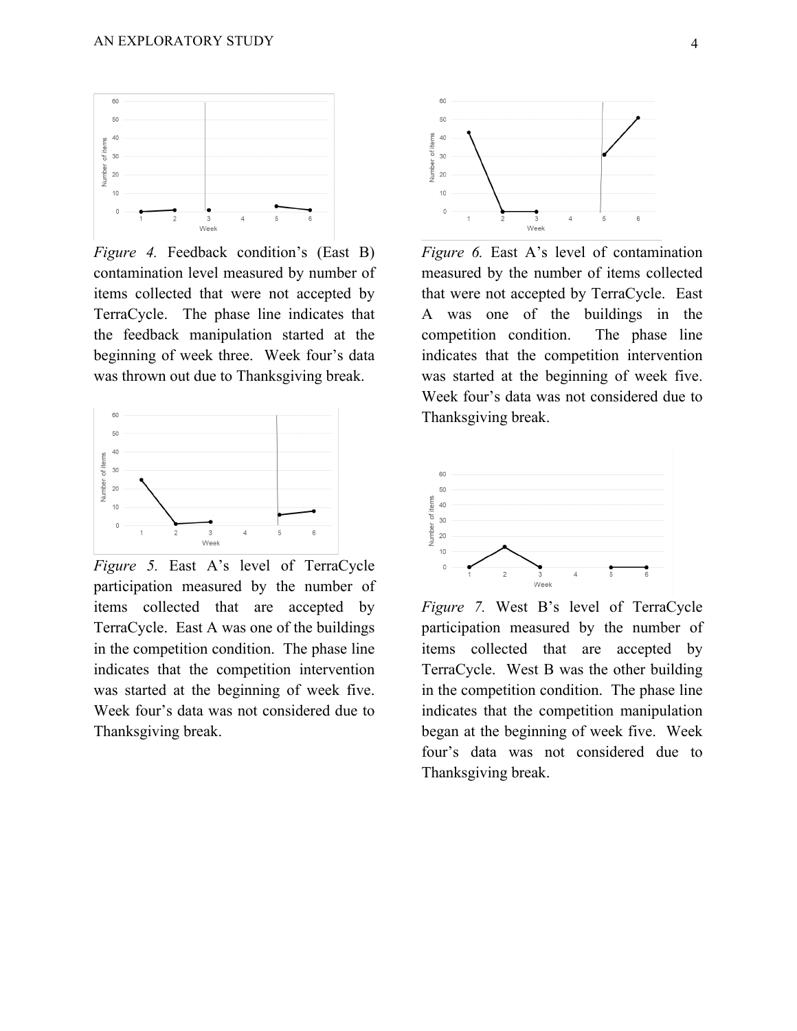*Figure 4.* Feedback condition's (East B) contamination level measured by number of items collected that were not accepted by TerraCycle. The phase line indicates that the feedback manipulation started at the beginning of week three. Week four's data was thrown out due to Thanksgiving break.

*Figure 5.* East A's level of TerraCycle participation measured by the number of items collected that are accepted by TerraCycle. East A was one of the buildings in the competition condition. The phase line indicates that the competition intervention was started at the beginning of week five. Week four's data was not considered due to Thanksgiving break.

*Figure 6.* East A's level of contamination measured by the number of items collected that were not accepted by TerraCycle. East A was one of the buildings in the competition condition. The phase line indicates that the competition intervention was started at the beginning of week five. Week four's data was not considered due to Thanksgiving break.

*Figure 7.* West B's level of TerraCycle participation measured by the number of items collected that are accepted by TerraCycle. West B was the other building in the competition condition. The phase line indicates that the competition manipulation began at the beginning of week five. Week four's data was not considered due to Thanksgiving break.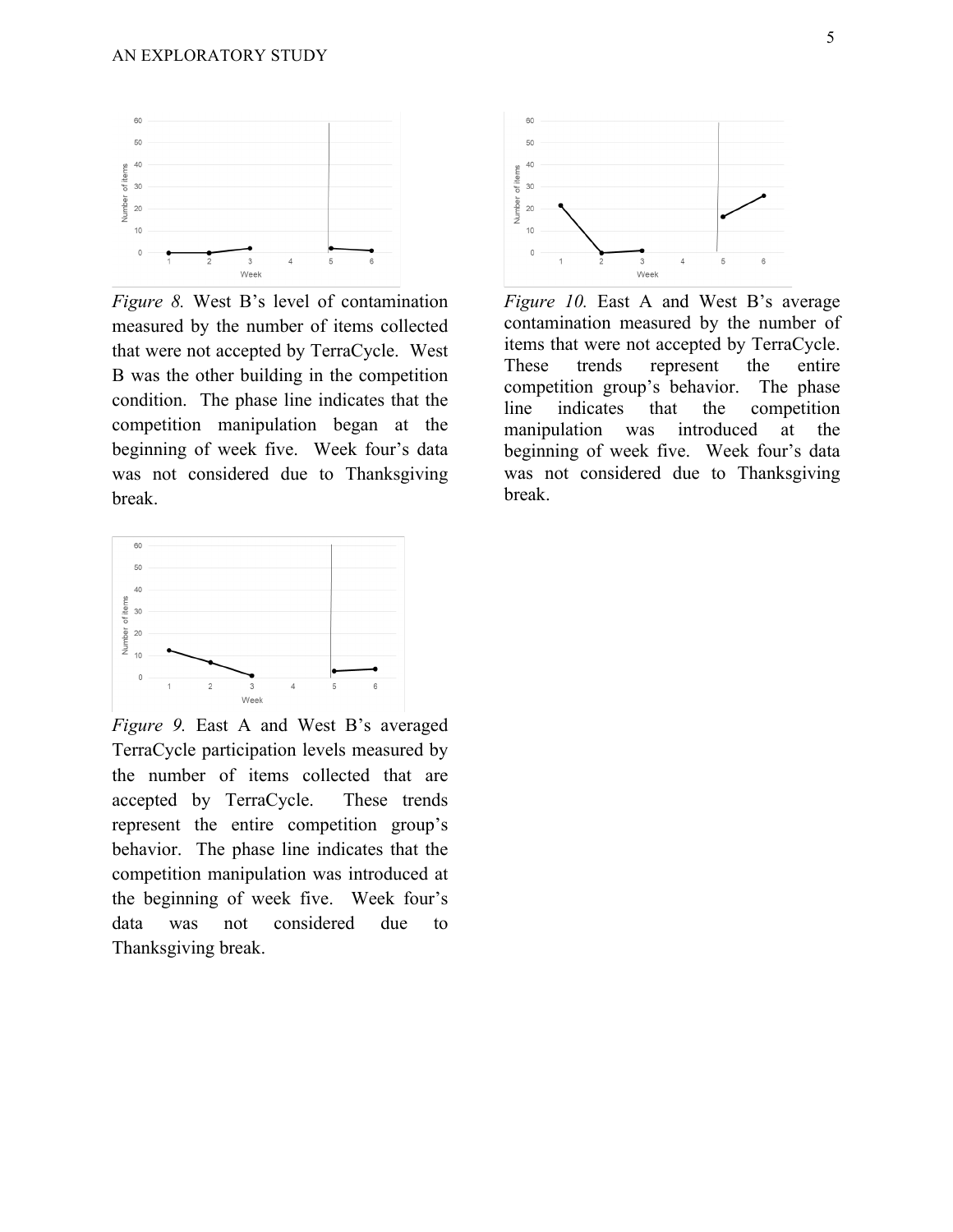*Figure 8.* West B's level of contamination measured by the number of items collected that were not accepted by TerraCycle. West B was the other building in the competition condition. The phase line indicates that the competition manipulation began at the beginning of week five. Week four's data was not considered due to Thanksgiving break.

*Figure 9.* East A and West B's averaged TerraCycle participation levels measured by the number of items collected that are accepted by TerraCycle. These trends represent the entire competition group's behavior. The phase line indicates that the competition manipulation was introduced at the beginning of week five. Week four's data was not considered due to Thanksgiving break.

*Figure 10.* East A and West B's average contamination measured by the number of items that were not accepted by TerraCycle. These trends represent the entire competition group's behavior. The phase line indicates that the competition manipulation was introduced at the beginning of week five. Week four's data was not considered due to Thanksgiving break.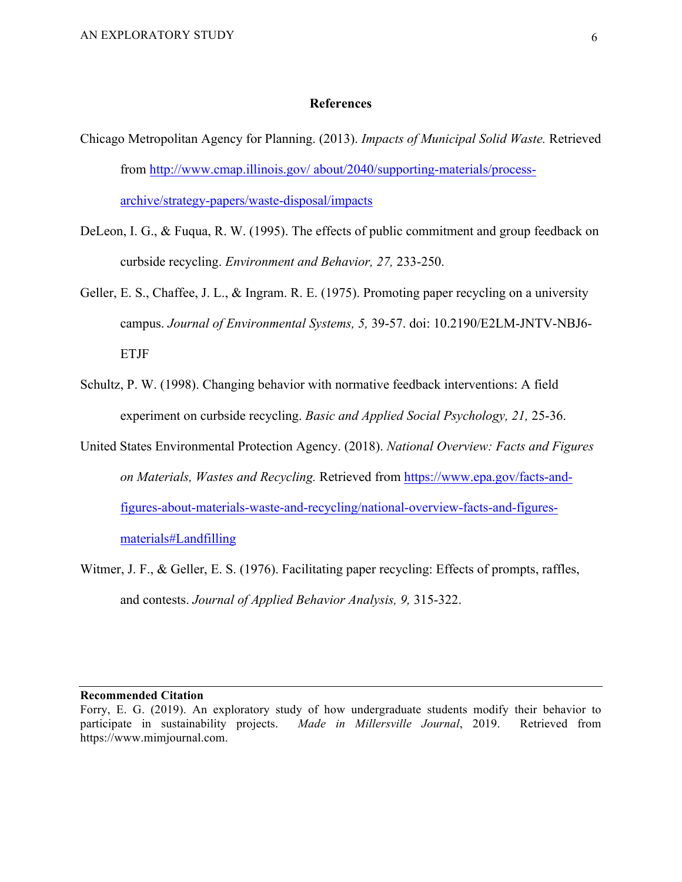# References

Chicago Metropolitan Agency for Planning. (2013). *Impacts of Municipal Solid Waste.* Retrieved from http://www.cmap.illinois.gov/ about/2040/supporting-materials/process-archive/strategy-papers/waste-disposal/impacts

DeLeon, I. G., & Fuqua, R. W. (1995). The effects of public commitment and group feedback on curbside recycling. *Environment and Behavior, 27,* 233-250.

Geller, E. S., Chaffee, J. L., & Ingram. R. E. (1975). Promoting paper recycling on a university campus. *Journal of Environmental Systems, 5,* 39-57. doi: 10.2190/E2LM-JNTV-NBJ6-ETJF

Schultz, P. W. (1998). Changing behavior with normative feedback interventions: A field experiment on curbside recycling. *Basic and Applied Social Psychology, 21,* 25-36.

United States Environmental Protection Agency. (2018). *National Overview: Facts and Figures on Materials, Wastes and Recycling.* Retrieved from https://www.epa.gov/facts-and-figures-about-materials-waste-and-recycling/national-overview-facts-and-figures-materials#Landfilling

Witmer, J. F., & Geller, E. S. (1976). Facilitating paper recycling: Effects of prompts, raffles, and contests. *Journal of Applied Behavior Analysis, 9,* 315-322.

---

**Recommended Citation**

Forry, E. G. (2019). An exploratory study of how undergraduate students modify their behavior to participate in sustainability projects. *Made in Millersville Journal*, 2019. Retrieved from https://www.mimjournal.com.